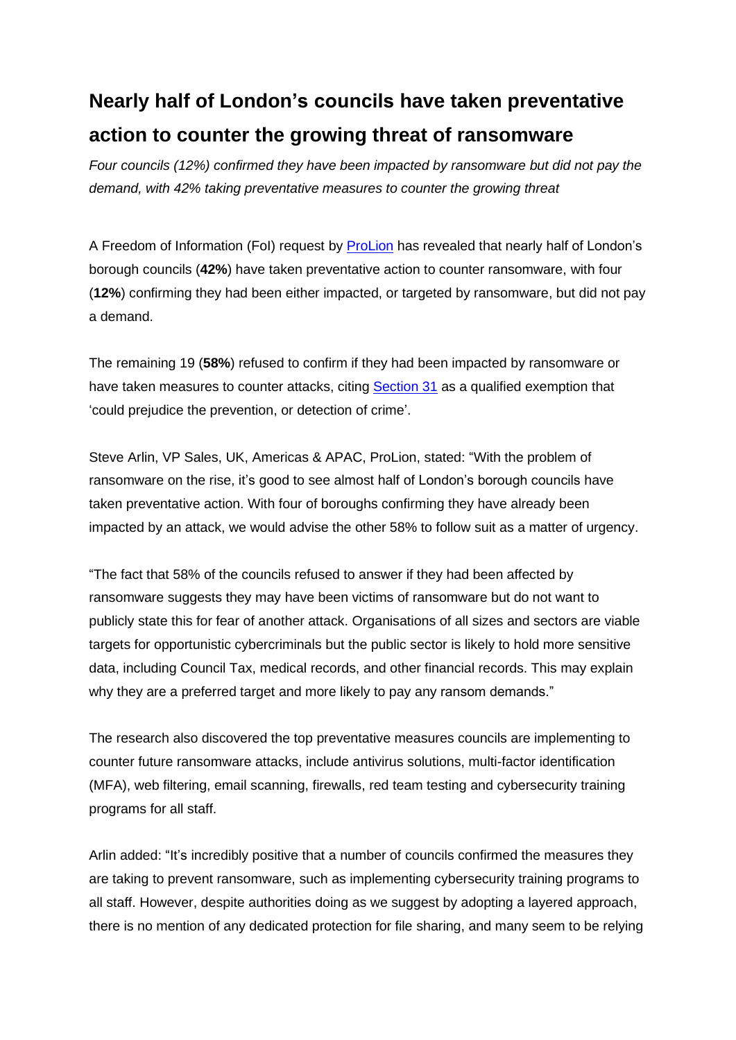# Nearly half of London's councils have taken preventative action to counter the growing threat of ransomware

*Four councils (12%) confirmed they have been impacted by ransomware but did not pay the demand, with 42% taking preventative measures to counter the growing threat*

A Freedom of Information (FoI) request by [ProLion]() has revealed that nearly half of London's borough councils (**42%**) have taken preventative action to counter ransomware, with four (**12%**) confirming they had been either impacted, or targeted by ransomware, but did not pay a demand.

The remaining 19 (**58%**) refused to confirm if they had been impacted by ransomware or have taken measures to counter attacks, citing [Section 31]() as a qualified exemption that 'could prejudice the prevention, or detection of crime'.

Steve Arlin, VP Sales, UK, Americas & APAC, ProLion, stated: "With the problem of ransomware on the rise, it's good to see almost half of London's borough councils have taken preventative action. With four of boroughs confirming they have already been impacted by an attack, we would advise the other 58% to follow suit as a matter of urgency.

"The fact that 58% of the councils refused to answer if they had been affected by ransomware suggests they may have been victims of ransomware but do not want to publicly state this for fear of another attack. Organisations of all sizes and sectors are viable targets for opportunistic cybercriminals but the public sector is likely to hold more sensitive data, including Council Tax, medical records, and other financial records. This may explain why they are a preferred target and more likely to pay any ransom demands."

The research also discovered the top preventative measures councils are implementing to counter future ransomware attacks, include antivirus solutions, multi-factor identification (MFA), web filtering, email scanning, firewalls, red team testing and cybersecurity training programs for all staff.

Arlin added: "It's incredibly positive that a number of councils confirmed the measures they are taking to prevent ransomware, such as implementing cybersecurity training programs to all staff. However, despite authorities doing as we suggest by adopting a layered approach, there is no mention of any dedicated protection for file sharing, and many seem to be relying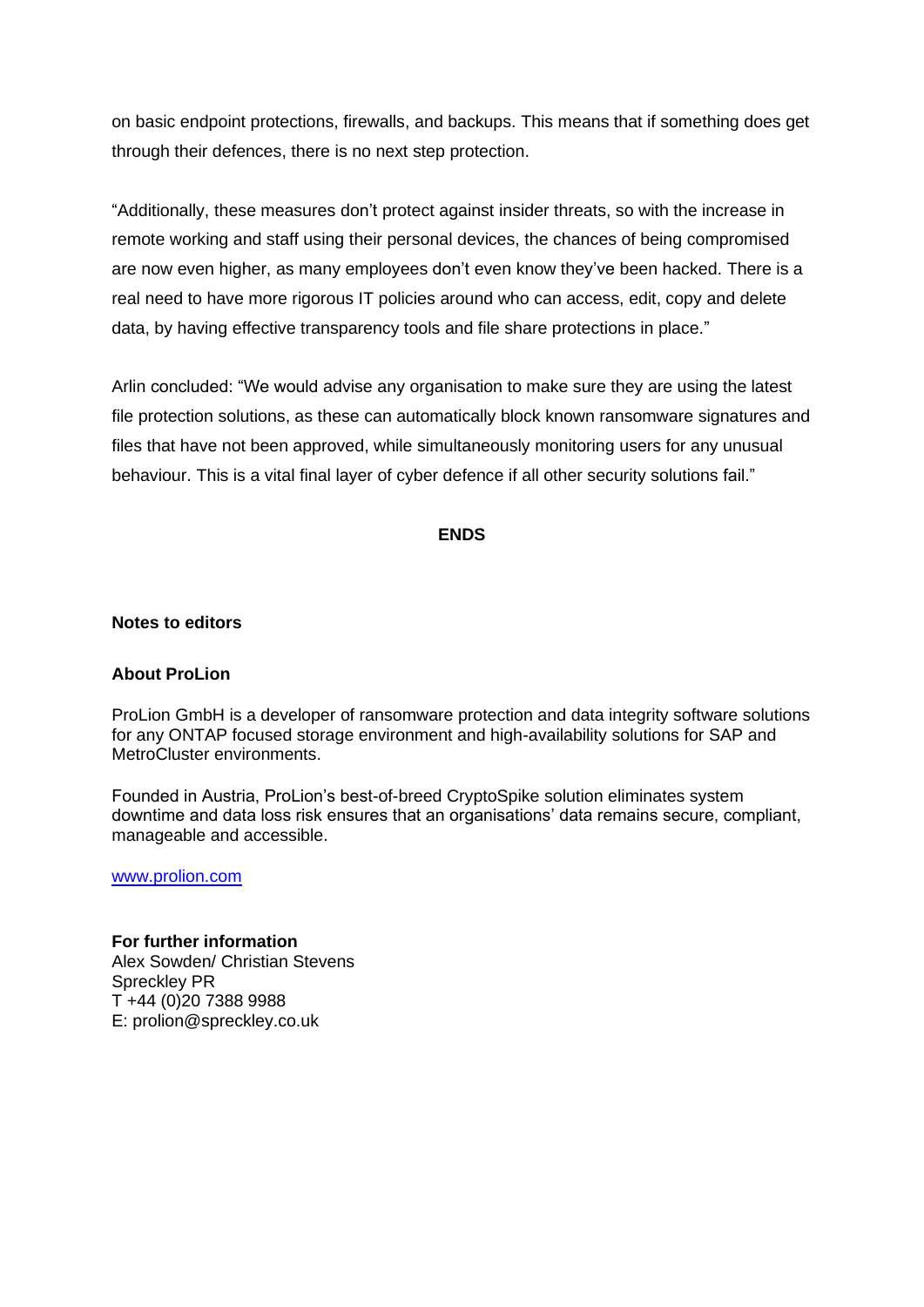on basic endpoint protections, firewalls, and backups. This means that if something does get through their defences, there is no next step protection.

"Additionally, these measures don't protect against insider threats, so with the increase in remote working and staff using their personal devices, the chances of being compromised are now even higher, as many employees don't even know they've been hacked. There is a real need to have more rigorous IT policies around who can access, edit, copy and delete data, by having effective transparency tools and file share protections in place."

Arlin concluded: "We would advise any organisation to make sure they are using the latest file protection solutions, as these can automatically block known ransomware signatures and files that have not been approved, while simultaneously monitoring users for any unusual behaviour. This is a vital final layer of cyber defence if all other security solutions fail."

**ENDS**

**Notes to editors**

**About ProLion**

ProLion GmbH is a developer of ransomware protection and data integrity software solutions for any ONTAP focused storage environment and high-availability solutions for SAP and MetroCluster environments.

Founded in Austria, ProLion's best-of-breed CryptoSpike solution eliminates system downtime and data loss risk ensures that an organisations' data remains secure, compliant, manageable and accessible.

www.prolion.com

**For further information**
Alex Sowden/ Christian Stevens
Spreckley PR
T +44 (0)20 7388 9988
E: prolion@spreckley.co.uk